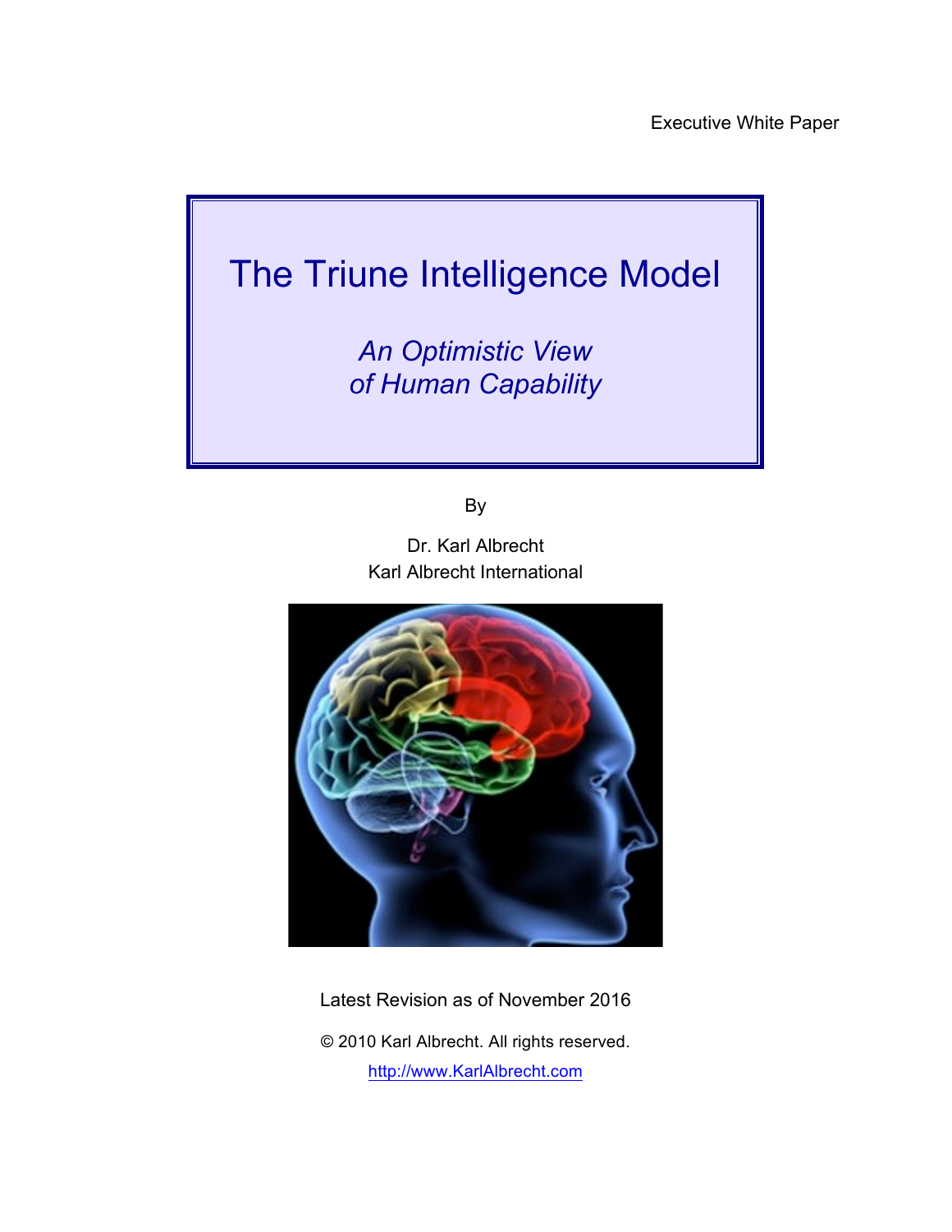Executive White Paper

# The Triune Intelligence Model

*An Optimistic View of Human Capability*

By

Dr. Karl Albrecht
Karl Albrecht International

Latest Revision as of November 2016

© 2010 Karl Albrecht. All rights reserved.

http://www.KarlAlbrecht.com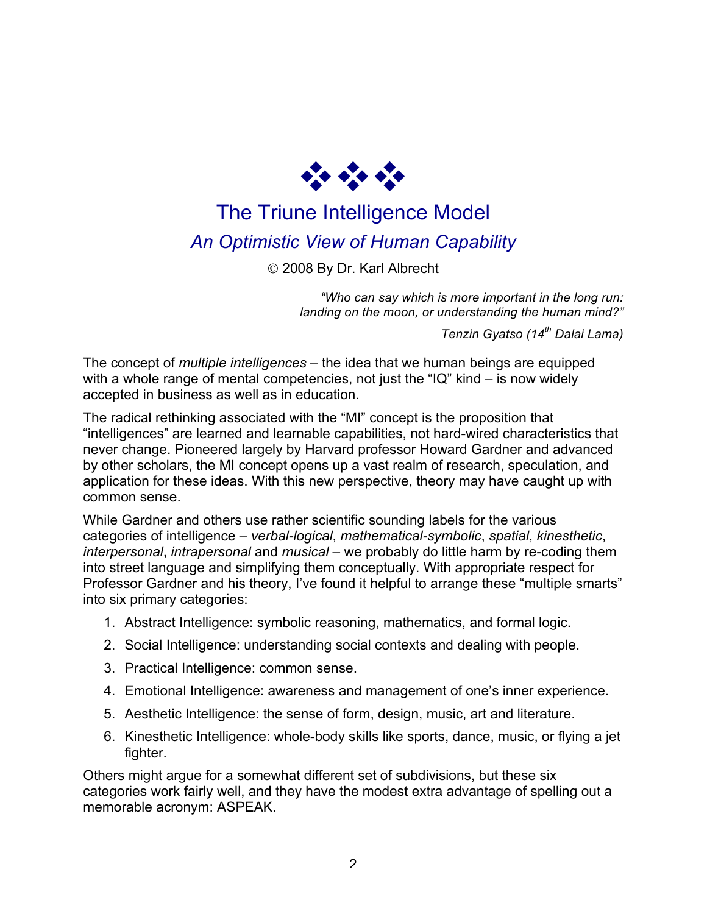# The Triune Intelligence Model

## *An Optimistic View of Human Capability*

© 2008 By Dr. Karl Albrecht

> *"Who can say which is more important in the long run: landing on the moon, or understanding the human mind?"*
>
> *Tenzin Gyatso (14th Dalai Lama)*

The concept of *multiple intelligences* – the idea that we human beings are equipped with a whole range of mental competencies, not just the "IQ" kind – is now widely accepted in business as well as in education.

The radical rethinking associated with the "MI" concept is the proposition that "intelligences" are learned and learnable capabilities, not hard-wired characteristics that never change. Pioneered largely by Harvard professor Howard Gardner and advanced by other scholars, the MI concept opens up a vast realm of research, speculation, and application for these ideas. With this new perspective, theory may have caught up with common sense.

While Gardner and others use rather scientific sounding labels for the various categories of intelligence – *verbal-logical*, *mathematical-symbolic*, *spatial*, *kinesthetic*, *interpersonal*, *intrapersonal* and *musical* – we probably do little harm by re-coding them into street language and simplifying them conceptually. With appropriate respect for Professor Gardner and his theory, I've found it helpful to arrange these "multiple smarts" into six primary categories:

1. Abstract Intelligence: symbolic reasoning, mathematics, and formal logic.
2. Social Intelligence: understanding social contexts and dealing with people.
3. Practical Intelligence: common sense.
4. Emotional Intelligence: awareness and management of one's inner experience.
5. Aesthetic Intelligence: the sense of form, design, music, art and literature.
6. Kinesthetic Intelligence: whole-body skills like sports, dance, music, or flying a jet fighter.

Others might argue for a somewhat different set of subdivisions, but these six categories work fairly well, and they have the modest extra advantage of spelling out a memorable acronym: ASPEAK.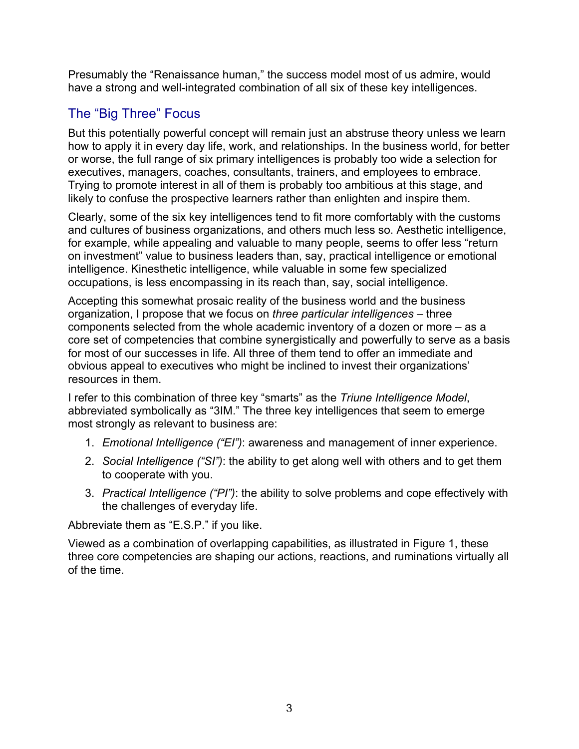Presumably the "Renaissance human," the success model most of us admire, would have a strong and well-integrated combination of all six of these key intelligences.

## The "Big Three" Focus

But this potentially powerful concept will remain just an abstruse theory unless we learn how to apply it in every day life, work, and relationships. In the business world, for better or worse, the full range of six primary intelligences is probably too wide a selection for executives, managers, coaches, consultants, trainers, and employees to embrace. Trying to promote interest in all of them is probably too ambitious at this stage, and likely to confuse the prospective learners rather than enlighten and inspire them.

Clearly, some of the six key intelligences tend to fit more comfortably with the customs and cultures of business organizations, and others much less so. Aesthetic intelligence, for example, while appealing and valuable to many people, seems to offer less "return on investment" value to business leaders than, say, practical intelligence or emotional intelligence. Kinesthetic intelligence, while valuable in some few specialized occupations, is less encompassing in its reach than, say, social intelligence.

Accepting this somewhat prosaic reality of the business world and the business organization, I propose that we focus on *three particular intelligences* – three components selected from the whole academic inventory of a dozen or more – as a core set of competencies that combine synergistically and powerfully to serve as a basis for most of our successes in life. All three of them tend to offer an immediate and obvious appeal to executives who might be inclined to invest their organizations' resources in them.

I refer to this combination of three key "smarts" as the *Triune Intelligence Model*, abbreviated symbolically as "3IM." The three key intelligences that seem to emerge most strongly as relevant to business are:

1. *Emotional Intelligence ("EI")*: awareness and management of inner experience.
2. *Social Intelligence ("SI")*: the ability to get along well with others and to get them to cooperate with you.
3. *Practical Intelligence ("PI")*: the ability to solve problems and cope effectively with the challenges of everyday life.

Abbreviate them as "E.S.P." if you like.

Viewed as a combination of overlapping capabilities, as illustrated in Figure 1, these three core competencies are shaping our actions, reactions, and ruminations virtually all of the time.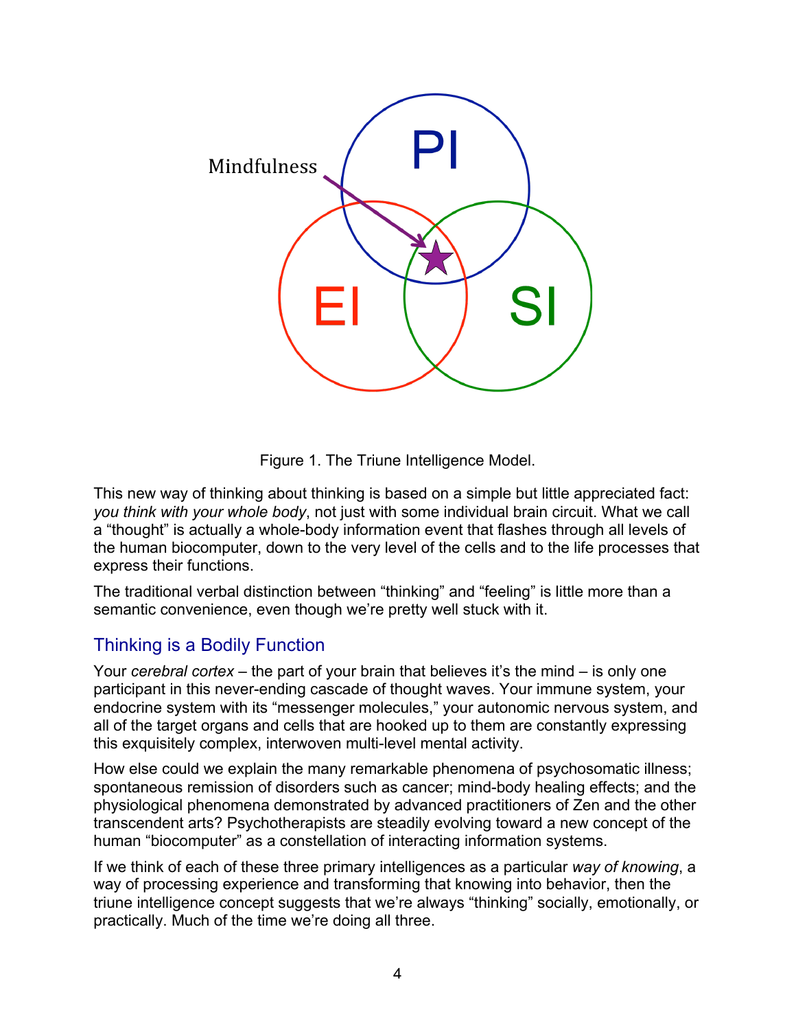Figure 1. The Triune Intelligence Model.

This new way of thinking about thinking is based on a simple but little appreciated fact: *you think with your whole body*, not just with some individual brain circuit. What we call a “thought” is actually a whole-body information event that flashes through all levels of the human biocomputer, down to the very level of the cells and to the life processes that express their functions.

The traditional verbal distinction between “thinking” and “feeling” is little more than a semantic convenience, even though we’re pretty well stuck with it.

## Thinking is a Bodily Function

Your *cerebral cortex* – the part of your brain that believes it’s the mind – is only one participant in this never-ending cascade of thought waves. Your immune system, your endocrine system with its “messenger molecules,” your autonomic nervous system, and all of the target organs and cells that are hooked up to them are constantly expressing this exquisitely complex, interwoven multi-level mental activity.

How else could we explain the many remarkable phenomena of psychosomatic illness; spontaneous remission of disorders such as cancer; mind-body healing effects; and the physiological phenomena demonstrated by advanced practitioners of Zen and the other transcendent arts? Psychotherapists are steadily evolving toward a new concept of the human “biocomputer” as a constellation of interacting information systems.

If we think of each of these three primary intelligences as a particular *way of knowing*, a way of processing experience and transforming that knowing into behavior, then the triune intelligence concept suggests that we’re always “thinking” socially, emotionally, or practically. Much of the time we’re doing all three.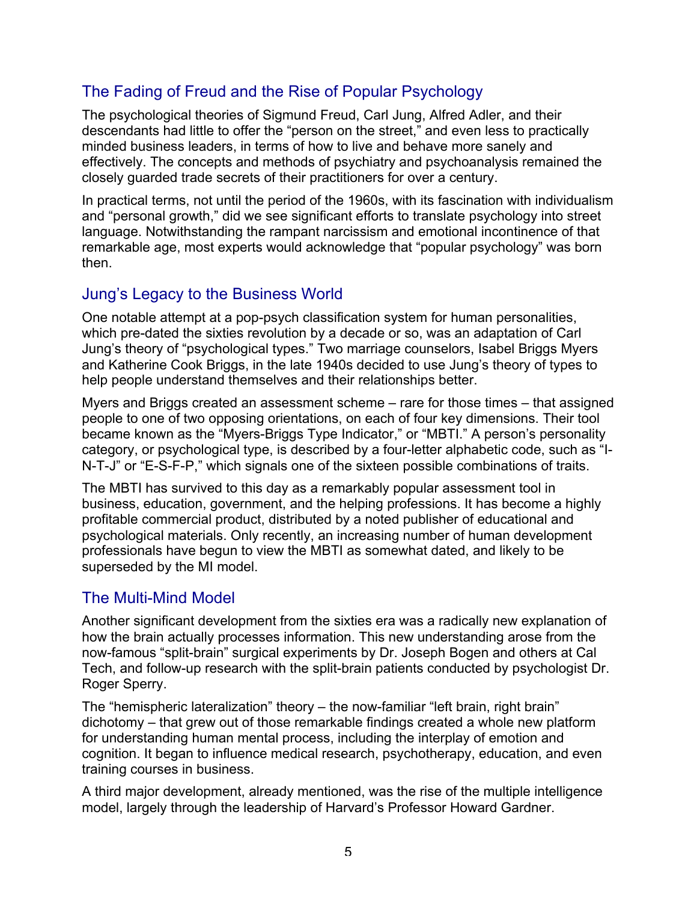## The Fading of Freud and the Rise of Popular Psychology

The psychological theories of Sigmund Freud, Carl Jung, Alfred Adler, and their descendants had little to offer the "person on the street," and even less to practically minded business leaders, in terms of how to live and behave more sanely and effectively. The concepts and methods of psychiatry and psychoanalysis remained the closely guarded trade secrets of their practitioners for over a century.

In practical terms, not until the period of the 1960s, with its fascination with individualism and "personal growth," did we see significant efforts to translate psychology into street language. Notwithstanding the rampant narcissism and emotional incontinence of that remarkable age, most experts would acknowledge that "popular psychology" was born then.

## Jung's Legacy to the Business World

One notable attempt at a pop-psych classification system for human personalities, which pre-dated the sixties revolution by a decade or so, was an adaptation of Carl Jung's theory of "psychological types." Two marriage counselors, Isabel Briggs Myers and Katherine Cook Briggs, in the late 1940s decided to use Jung's theory of types to help people understand themselves and their relationships better.

Myers and Briggs created an assessment scheme – rare for those times – that assigned people to one of two opposing orientations, on each of four key dimensions. Their tool became known as the "Myers-Briggs Type Indicator," or "MBTI." A person's personality category, or psychological type, is described by a four-letter alphabetic code, such as "I-N-T-J" or "E-S-F-P," which signals one of the sixteen possible combinations of traits.

The MBTI has survived to this day as a remarkably popular assessment tool in business, education, government, and the helping professions. It has become a highly profitable commercial product, distributed by a noted publisher of educational and psychological materials. Only recently, an increasing number of human development professionals have begun to view the MBTI as somewhat dated, and likely to be superseded by the MI model.

## The Multi-Mind Model

Another significant development from the sixties era was a radically new explanation of how the brain actually processes information. This new understanding arose from the now-famous "split-brain" surgical experiments by Dr. Joseph Bogen and others at Cal Tech, and follow-up research with the split-brain patients conducted by psychologist Dr. Roger Sperry.

The "hemispheric lateralization" theory – the now-familiar "left brain, right brain" dichotomy – that grew out of those remarkable findings created a whole new platform for understanding human mental process, including the interplay of emotion and cognition. It began to influence medical research, psychotherapy, education, and even training courses in business.

A third major development, already mentioned, was the rise of the multiple intelligence model, largely through the leadership of Harvard's Professor Howard Gardner.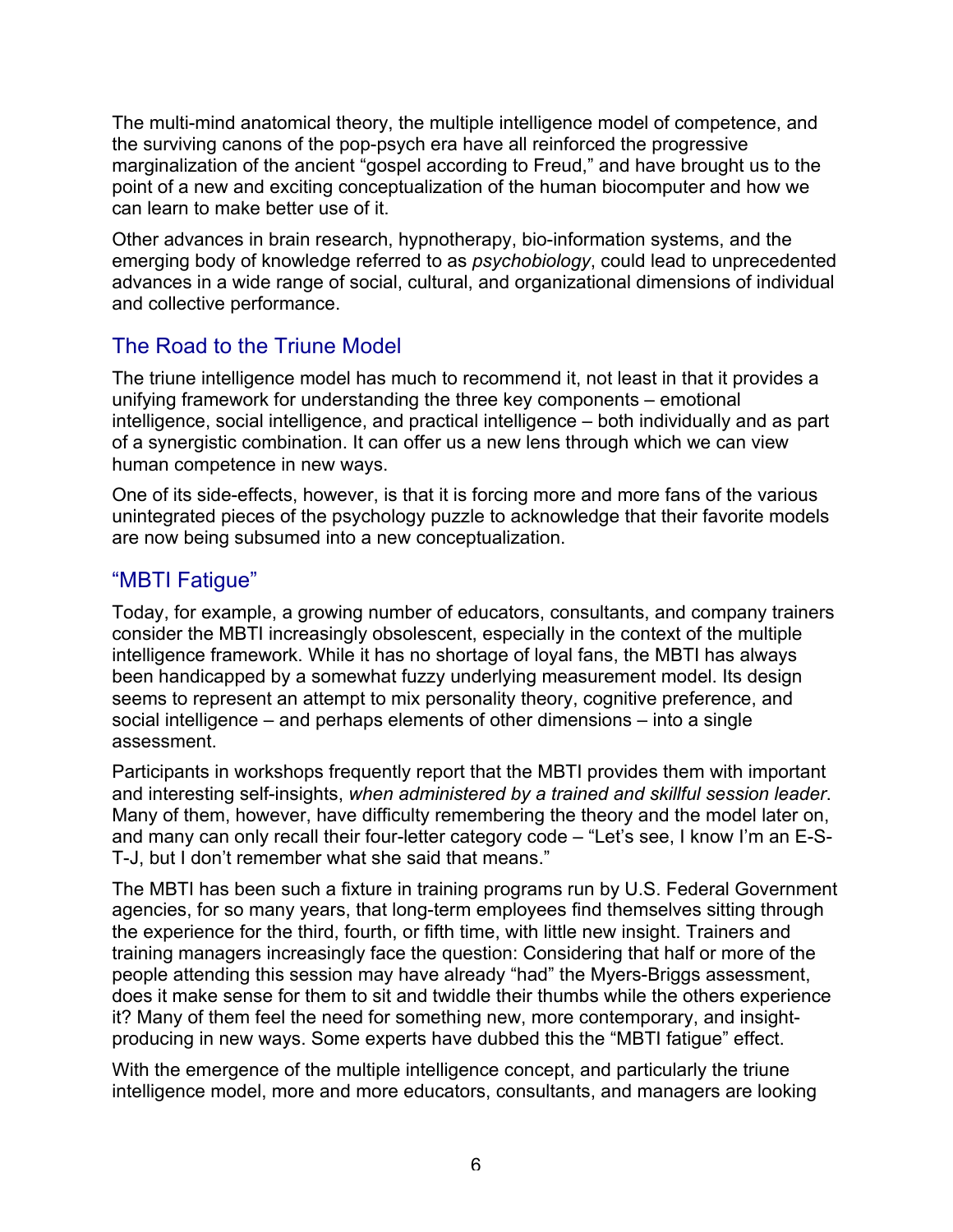The multi-mind anatomical theory, the multiple intelligence model of competence, and the surviving canons of the pop-psych era have all reinforced the progressive marginalization of the ancient "gospel according to Freud," and have brought us to the point of a new and exciting conceptualization of the human biocomputer and how we can learn to make better use of it.

Other advances in brain research, hypnotherapy, bio-information systems, and the emerging body of knowledge referred to as *psychobiology*, could lead to unprecedented advances in a wide range of social, cultural, and organizational dimensions of individual and collective performance.

## The Road to the Triune Model

The triune intelligence model has much to recommend it, not least in that it provides a unifying framework for understanding the three key components – emotional intelligence, social intelligence, and practical intelligence – both individually and as part of a synergistic combination. It can offer us a new lens through which we can view human competence in new ways.

One of its side-effects, however, is that it is forcing more and more fans of the various unintegrated pieces of the psychology puzzle to acknowledge that their favorite models are now being subsumed into a new conceptualization.

## "MBTI Fatigue"

Today, for example, a growing number of educators, consultants, and company trainers consider the MBTI increasingly obsolescent, especially in the context of the multiple intelligence framework. While it has no shortage of loyal fans, the MBTI has always been handicapped by a somewhat fuzzy underlying measurement model. Its design seems to represent an attempt to mix personality theory, cognitive preference, and social intelligence – and perhaps elements of other dimensions – into a single assessment.

Participants in workshops frequently report that the MBTI provides them with important and interesting self-insights, *when administered by a trained and skillful session leader*. Many of them, however, have difficulty remembering the theory and the model later on, and many can only recall their four-letter category code – "Let's see, I know I'm an E-S-T-J, but I don't remember what she said that means."

The MBTI has been such a fixture in training programs run by U.S. Federal Government agencies, for so many years, that long-term employees find themselves sitting through the experience for the third, fourth, or fifth time, with little new insight. Trainers and training managers increasingly face the question: Considering that half or more of the people attending this session may have already "had" the Myers-Briggs assessment, does it make sense for them to sit and twiddle their thumbs while the others experience it? Many of them feel the need for something new, more contemporary, and insight-producing in new ways. Some experts have dubbed this the "MBTI fatigue" effect.

With the emergence of the multiple intelligence concept, and particularly the triune intelligence model, more and more educators, consultants, and managers are looking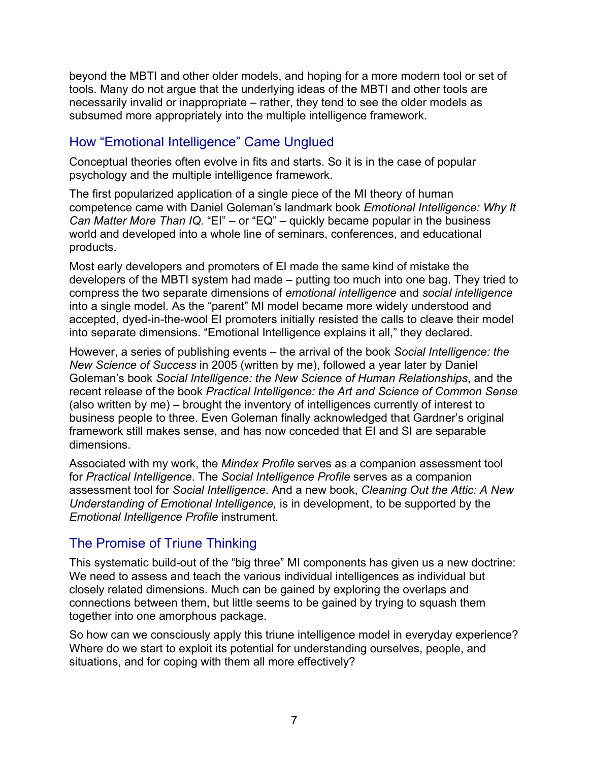beyond the MBTI and other older models, and hoping for a more modern tool or set of tools. Many do not argue that the underlying ideas of the MBTI and other tools are necessarily invalid or inappropriate – rather, they tend to see the older models as subsumed more appropriately into the multiple intelligence framework.

## How "Emotional Intelligence" Came Unglued

Conceptual theories often evolve in fits and starts. So it is in the case of popular psychology and the multiple intelligence framework.

The first popularized application of a single piece of the MI theory of human competence came with Daniel Goleman's landmark book *Emotional Intelligence: Why It Can Matter More Than IQ*. "EI" – or "EQ" – quickly became popular in the business world and developed into a whole line of seminars, conferences, and educational products.

Most early developers and promoters of EI made the same kind of mistake the developers of the MBTI system had made – putting too much into one bag. They tried to compress the two separate dimensions of *emotional intelligence* and *social intelligence* into a single model. As the "parent" MI model became more widely understood and accepted, dyed-in-the-wool EI promoters initially resisted the calls to cleave their model into separate dimensions. "Emotional Intelligence explains it all," they declared.

However, a series of publishing events – the arrival of the book *Social Intelligence: the New Science of Success* in 2005 (written by me), followed a year later by Daniel Goleman's book *Social Intelligence: the New Science of Human Relationships*, and the recent release of the book *Practical Intelligence: the Art and Science of Common Sense* (also written by me) – brought the inventory of intelligences currently of interest to business people to three. Even Goleman finally acknowledged that Gardner's original framework still makes sense, and has now conceded that EI and SI are separable dimensions.

Associated with my work, the *Mindex Profile* serves as a companion assessment tool for *Practical Intelligence*. The *Social Intelligence Profile* serves as a companion assessment tool for *Social Intelligence*. And a new book, *Cleaning Out the Attic: A New Understanding of Emotional Intelligence,* is in development, to be supported by the *Emotional Intelligence Profile* instrument.

## The Promise of Triune Thinking

This systematic build-out of the "big three" MI components has given us a new doctrine: We need to assess and teach the various individual intelligences as individual but closely related dimensions. Much can be gained by exploring the overlaps and connections between them, but little seems to be gained by trying to squash them together into one amorphous package.

So how can we consciously apply this triune intelligence model in everyday experience? Where do we start to exploit its potential for understanding ourselves, people, and situations, and for coping with them all more effectively?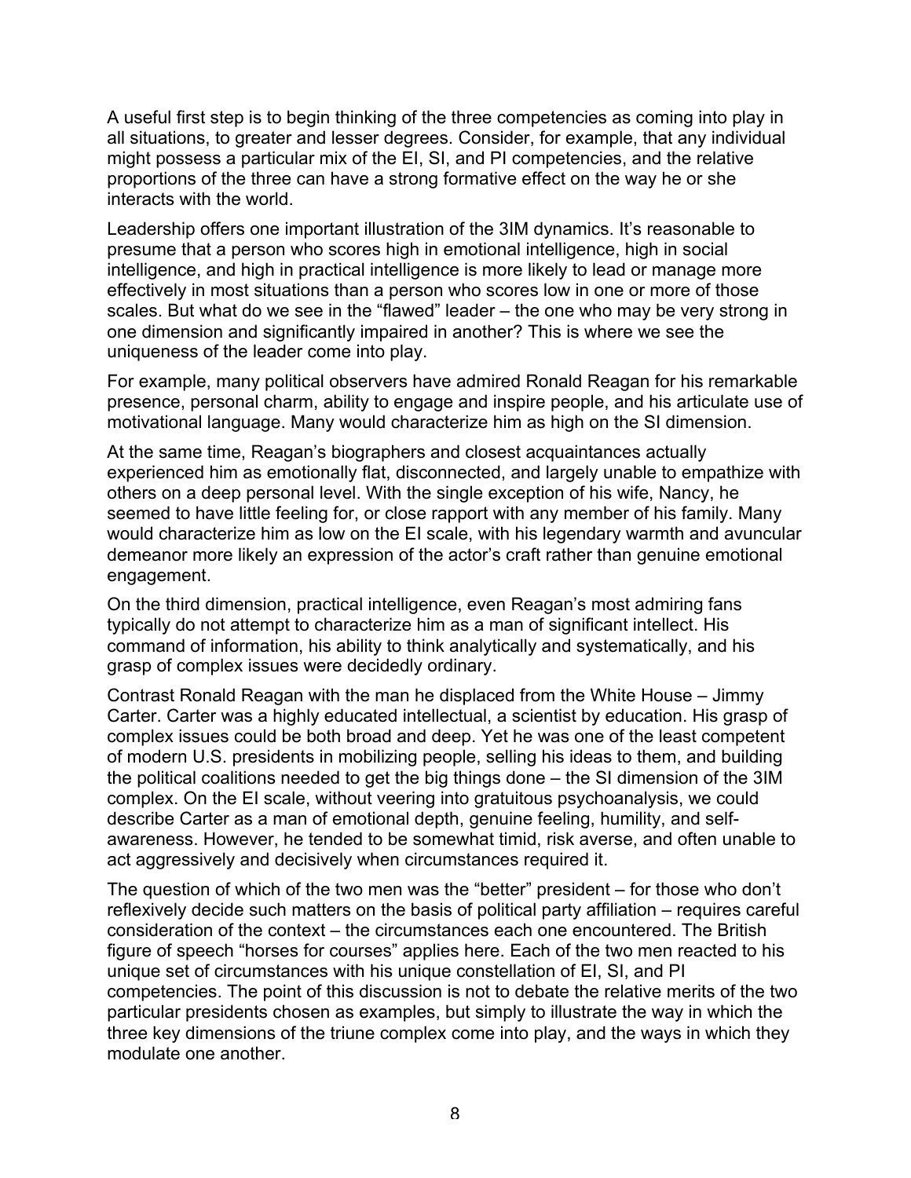A useful first step is to begin thinking of the three competencies as coming into play in all situations, to greater and lesser degrees. Consider, for example, that any individual might possess a particular mix of the EI, SI, and PI competencies, and the relative proportions of the three can have a strong formative effect on the way he or she interacts with the world.

Leadership offers one important illustration of the 3IM dynamics. It's reasonable to presume that a person who scores high in emotional intelligence, high in social intelligence, and high in practical intelligence is more likely to lead or manage more effectively in most situations than a person who scores low in one or more of those scales. But what do we see in the "flawed" leader – the one who may be very strong in one dimension and significantly impaired in another? This is where we see the uniqueness of the leader come into play.

For example, many political observers have admired Ronald Reagan for his remarkable presence, personal charm, ability to engage and inspire people, and his articulate use of motivational language. Many would characterize him as high on the SI dimension.

At the same time, Reagan's biographers and closest acquaintances actually experienced him as emotionally flat, disconnected, and largely unable to empathize with others on a deep personal level. With the single exception of his wife, Nancy, he seemed to have little feeling for, or close rapport with any member of his family. Many would characterize him as low on the EI scale, with his legendary warmth and avuncular demeanor more likely an expression of the actor's craft rather than genuine emotional engagement.

On the third dimension, practical intelligence, even Reagan's most admiring fans typically do not attempt to characterize him as a man of significant intellect. His command of information, his ability to think analytically and systematically, and his grasp of complex issues were decidedly ordinary.

Contrast Ronald Reagan with the man he displaced from the White House – Jimmy Carter. Carter was a highly educated intellectual, a scientist by education. His grasp of complex issues could be both broad and deep. Yet he was one of the least competent of modern U.S. presidents in mobilizing people, selling his ideas to them, and building the political coalitions needed to get the big things done – the SI dimension of the 3IM complex. On the EI scale, without veering into gratuitous psychoanalysis, we could describe Carter as a man of emotional depth, genuine feeling, humility, and self-awareness. However, he tended to be somewhat timid, risk averse, and often unable to act aggressively and decisively when circumstances required it.

The question of which of the two men was the "better" president – for those who don't reflexively decide such matters on the basis of political party affiliation – requires careful consideration of the context – the circumstances each one encountered. The British figure of speech "horses for courses" applies here. Each of the two men reacted to his unique set of circumstances with his unique constellation of EI, SI, and PI competencies. The point of this discussion is not to debate the relative merits of the two particular presidents chosen as examples, but simply to illustrate the way in which the three key dimensions of the triune complex come into play, and the ways in which they modulate one another.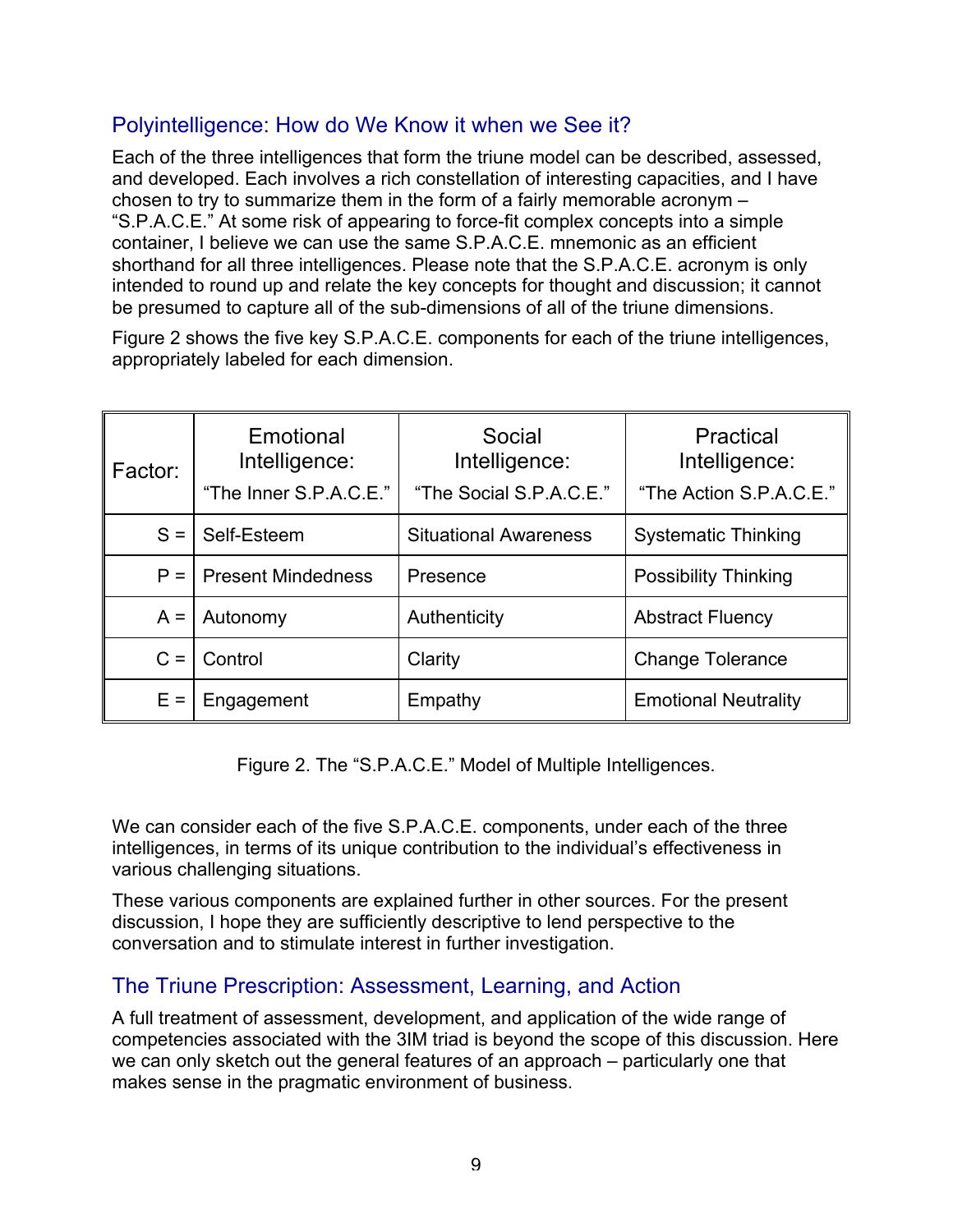## Polyintelligence: How do We Know it when we See it?

Each of the three intelligences that form the triune model can be described, assessed, and developed. Each involves a rich constellation of interesting capacities, and I have chosen to try to summarize them in the form of a fairly memorable acronym – "S.P.A.C.E." At some risk of appearing to force-fit complex concepts into a simple container, I believe we can use the same S.P.A.C.E. mnemonic as an efficient shorthand for all three intelligences. Please note that the S.P.A.C.E. acronym is only intended to round up and relate the key concepts for thought and discussion; it cannot be presumed to capture all of the sub-dimensions of all of the triune dimensions.

Figure 2 shows the five key S.P.A.C.E. components for each of the triune intelligences, appropriately labeled for each dimension.

| Factor: | Emotional Intelligence: "The Inner S.P.A.C.E." | Social Intelligence: "The Social S.P.A.C.E." | Practical Intelligence: "The Action S.P.A.C.E." |
|---|---|---|---|
| S = | Self-Esteem | Situational Awareness | Systematic Thinking |
| P = | Present Mindedness | Presence | Possibility Thinking |
| A = | Autonomy | Authenticity | Abstract Fluency |
| C = | Control | Clarity | Change Tolerance |
| E = | Engagement | Empathy | Emotional Neutrality |

Figure 2. The "S.P.A.C.E." Model of Multiple Intelligences.

We can consider each of the five S.P.A.C.E. components, under each of the three intelligences, in terms of its unique contribution to the individual's effectiveness in various challenging situations.

These various components are explained further in other sources. For the present discussion, I hope they are sufficiently descriptive to lend perspective to the conversation and to stimulate interest in further investigation.

## The Triune Prescription: Assessment, Learning, and Action

A full treatment of assessment, development, and application of the wide range of competencies associated with the 3IM triad is beyond the scope of this discussion. Here we can only sketch out the general features of an approach – particularly one that makes sense in the pragmatic environment of business.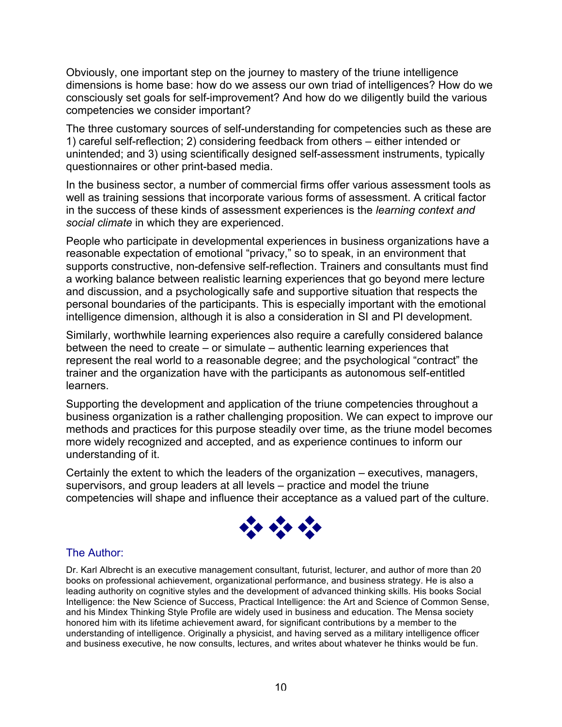Obviously, one important step on the journey to mastery of the triune intelligence dimensions is home base: how do we assess our own triad of intelligences? How do we consciously set goals for self-improvement? And how do we diligently build the various competencies we consider important?

The three customary sources of self-understanding for competencies such as these are 1) careful self-reflection; 2) considering feedback from others – either intended or unintended; and 3) using scientifically designed self-assessment instruments, typically questionnaires or other print-based media.

In the business sector, a number of commercial firms offer various assessment tools as well as training sessions that incorporate various forms of assessment. A critical factor in the success of these kinds of assessment experiences is the *learning context and social climate* in which they are experienced.

People who participate in developmental experiences in business organizations have a reasonable expectation of emotional "privacy," so to speak, in an environment that supports constructive, non-defensive self-reflection. Trainers and consultants must find a working balance between realistic learning experiences that go beyond mere lecture and discussion, and a psychologically safe and supportive situation that respects the personal boundaries of the participants. This is especially important with the emotional intelligence dimension, although it is also a consideration in SI and PI development.

Similarly, worthwhile learning experiences also require a carefully considered balance between the need to create – or simulate – authentic learning experiences that represent the real world to a reasonable degree; and the psychological "contract" the trainer and the organization have with the participants as autonomous self-entitled learners.

Supporting the development and application of the triune competencies throughout a business organization is a rather challenging proposition. We can expect to improve our methods and practices for this purpose steadily over time, as the triune model becomes more widely recognized and accepted, and as experience continues to inform our understanding of it.

Certainly the extent to which the leaders of the organization – executives, managers, supervisors, and group leaders at all levels – practice and model the triune competencies will shape and influence their acceptance as a valued part of the culture.

❖ ❖ ❖

### The Author:

Dr. Karl Albrecht is an executive management consultant, futurist, lecturer, and author of more than 20 books on professional achievement, organizational performance, and business strategy. He is also a leading authority on cognitive styles and the development of advanced thinking skills. His books Social Intelligence: the New Science of Success, Practical Intelligence: the Art and Science of Common Sense, and his Mindex Thinking Style Profile are widely used in business and education. The Mensa society honored him with its lifetime achievement award, for significant contributions by a member to the understanding of intelligence. Originally a physicist, and having served as a military intelligence officer and business executive, he now consults, lectures, and writes about whatever he thinks would be fun.